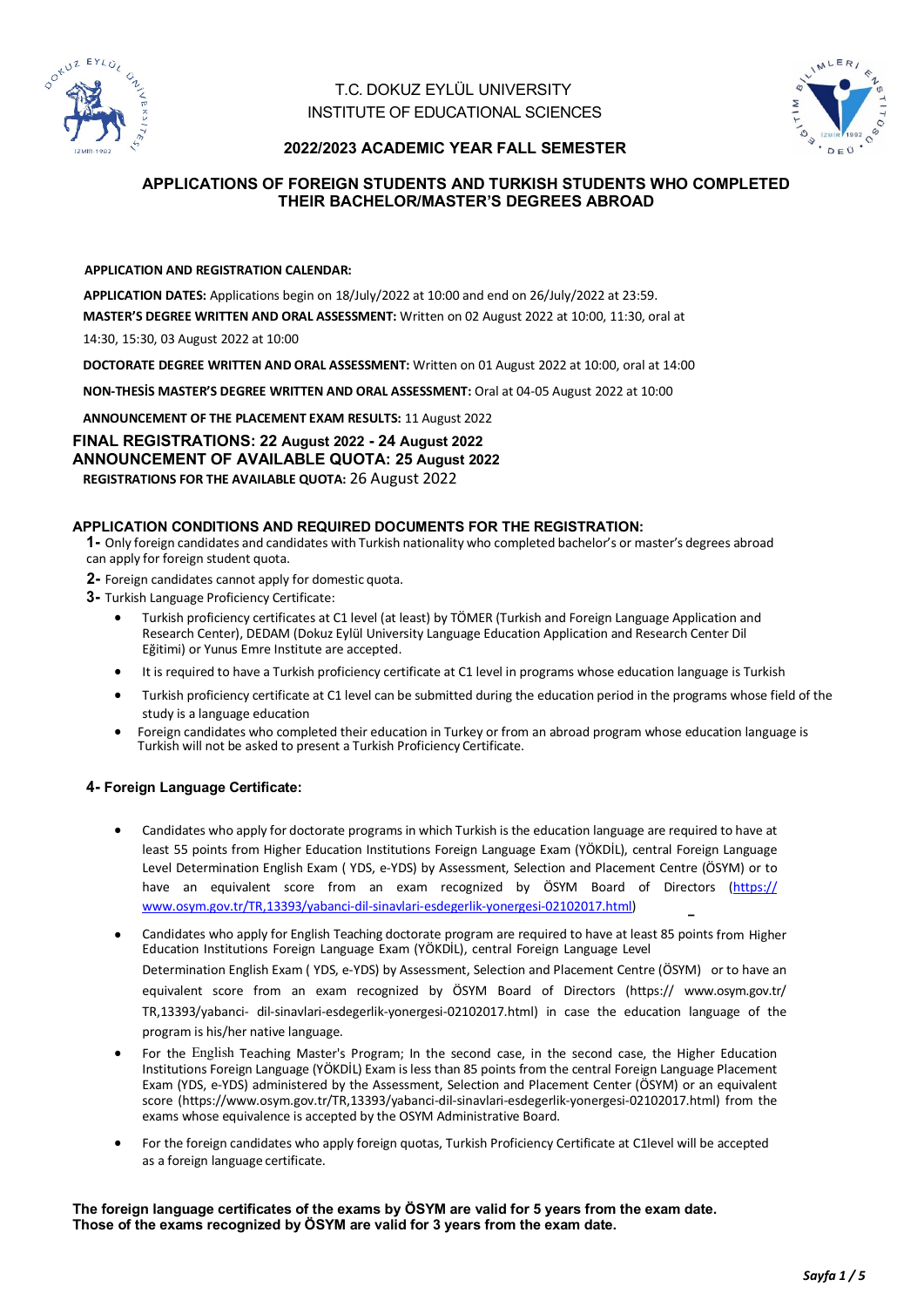T.C. DOKUZ EYLÜL UNIVERSITY
INSTITUTE OF EDUCATIONAL SCIENCES

**2022/2023 ACADEMIC YEAR FALL SEMESTER**

# APPLICATIONS OF FOREIGN STUDENTS AND TURKISH STUDENTS WHO COMPLETED THEIR BACHELOR/MASTER'S DEGREES ABROAD

**APPLICATION AND REGISTRATION CALENDAR:**

**APPLICATION DATES:** Applications begin on 18/July/2022 at 10:00 and end on 26/July/2022 at 23:59.

**MASTER'S DEGREE WRITTEN AND ORAL ASSESSMENT:** Written on 02 August 2022 at 10:00, 11:30, oral at 14:30, 15:30, 03 August 2022 at 10:00

**DOCTORATE DEGREE WRITTEN AND ORAL ASSESSMENT:** Written on 01 August 2022 at 10:00, oral at 14:00

**NON-THESİS MASTER'S DEGREE WRITTEN AND ORAL ASSESSMENT:** Oral at 04-05 August 2022 at 10:00

**ANNOUNCEMENT OF THE PLACEMENT EXAM RESULTS:** 11 August 2022

**FINAL REGISTRATIONS: 22 August 2022 - 24 August 2022**

**ANNOUNCEMENT OF AVAILABLE QUOTA: 25 August 2022**

**REGISTRATIONS FOR THE AVAILABLE QUOTA:** 26 August 2022

## APPLICATION CONDITIONS AND REQUIRED DOCUMENTS FOR THE REGISTRATION:

**1-** Only foreign candidates and candidates with Turkish nationality who completed bachelor's or master's degrees abroad can apply for foreign student quota.

**2-** Foreign candidates cannot apply for domestic quota.

**3-** Turkish Language Proficiency Certificate:

- Turkish proficiency certificates at C1 level (at least) by TÖMER (Turkish and Foreign Language Application and Research Center), DEDAM (Dokuz Eylül University Language Education Application and Research Center Dil Eğitimi) or Yunus Emre Institute are accepted.
- It is required to have a Turkish proficiency certificate at C1 level in programs whose education language is Turkish
- Turkish proficiency certificate at C1 level can be submitted during the education period in the programs whose field of the study is a language education
- Foreign candidates who completed their education in Turkey or from an abroad program whose education language is Turkish will not be asked to present a Turkish Proficiency Certificate.

**4- Foreign Language Certificate:**

- Candidates who apply for doctorate programs in which Turkish is the education language are required to have at least 55 points from Higher Education Institutions Foreign Language Exam (YÖKDİL), central Foreign Language Level Determination English Exam ( YDS, e-YDS) by Assessment, Selection and Placement Centre (ÖSYM) or to have an equivalent score from an exam recognized by ÖSYM Board of Directors (https://www.osym.gov.tr/TR,13393/yabanci-dil-sinavlari-esdegerlik-yonergesi-02102017.html)
- Candidates who apply for English Teaching doctorate program are required to have at least 85 points from Higher Education Institutions Foreign Language Exam (YÖKDİL), central Foreign Language Level Determination English Exam ( YDS, e-YDS) by Assessment, Selection and Placement Centre (ÖSYM) or to have an equivalent score from an exam recognized by ÖSYM Board of Directors (https:// www.osym.gov.tr/TR,13393/yabanci- dil-sinavlari-esdegerlik-yonergesi-02102017.html) in case the education language of the program is his/her native language.
- For the English Teaching Master's Program; In the second case, in the second case, the Higher Education Institutions Foreign Language (YÖKDİL) Exam is less than 85 points from the central Foreign Language Placement Exam (YDS, e-YDS) administered by the Assessment, Selection and Placement Center (ÖSYM) or an equivalent score (https://www.osym.gov.tr/TR,13393/yabanci-dil-sinavlari-esdegerlik-yonergesi-02102017.html) from the exams whose equivalence is accepted by the OSYM Administrative Board.
- For the foreign candidates who apply foreign quotas, Turkish Proficiency Certificate at C1level will be accepted as a foreign language certificate.

**The foreign language certificates of the exams by ÖSYM are valid for 5 years from the exam date. Those of the exams recognized by ÖSYM are valid for 3 years from the exam date.**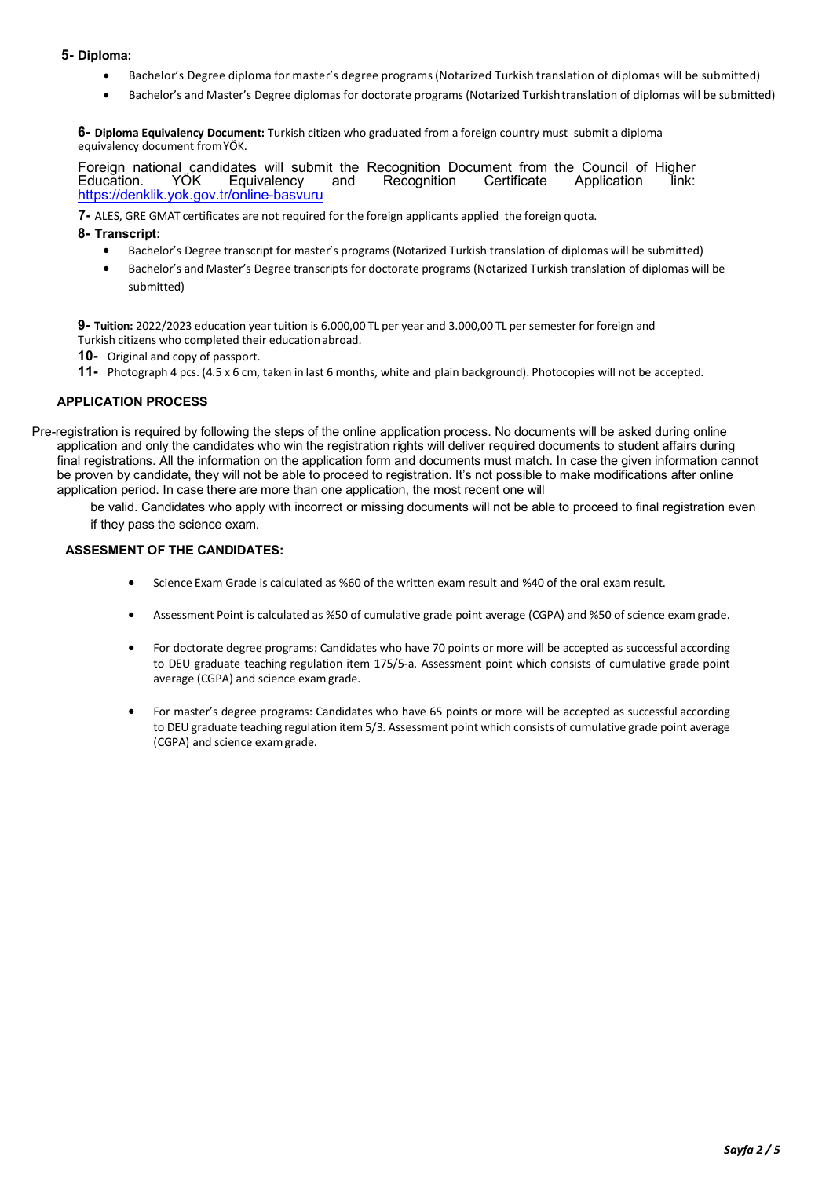**5- Diploma:**

- Bachelor's Degree diploma for master's degree programs (Notarized Turkish translation of diplomas will be submitted)
- Bachelor's and Master's Degree diplomas for doctorate programs (Notarized Turkish translation of diplomas will be submitted)

**6- Diploma Equivalency Document:** Turkish citizen who graduated from a foreign country must submit a diploma equivalency document from YÖK.

Foreign national candidates will submit the Recognition Document from the Council of Higher Education. YÖK Equivalency and Recognition Certificate Application link: https://denklik.yok.gov.tr/online-basvuru

**7-** ALES, GRE GMAT certificates are not required for the foreign applicants applied the foreign quota.

**8- Transcript:**

- Bachelor's Degree transcript for master's programs (Notarized Turkish translation of diplomas will be submitted)
- Bachelor's and Master's Degree transcripts for doctorate programs (Notarized Turkish translation of diplomas will be submitted)

**9- Tuition:** 2022/2023 education year tuition is 6.000,00 TL per year and 3.000,00 TL per semester for foreign and Turkish citizens who completed their education abroad.

**10-** Original and copy of passport.

**11-** Photograph 4 pcs. (4.5 x 6 cm, taken in last 6 months, white and plain background). Photocopies will not be accepted.

## APPLICATION PROCESS

Pre-registration is required by following the steps of the online application process. No documents will be asked during online application and only the candidates who win the registration rights will deliver required documents to student affairs during final registrations. All the information on the application form and documents must match. In case the given information cannot be proven by candidate, they will not be able to proceed to registration. It's not possible to make modifications after online application period. In case there are more than one application, the most recent one will be valid. Candidates who apply with incorrect or missing documents will not be able to proceed to final registration even if they pass the science exam.

## ASSESMENT OF THE CANDIDATES:

- Science Exam Grade is calculated as %60 of the written exam result and %40 of the oral exam result.
- Assessment Point is calculated as %50 of cumulative grade point average (CGPA) and %50 of science exam grade.
- For doctorate degree programs: Candidates who have 70 points or more will be accepted as successful according to DEU graduate teaching regulation item 175/5-a. Assessment point which consists of cumulative grade point average (CGPA) and science exam grade.
- For master's degree programs: Candidates who have 65 points or more will be accepted as successful according to DEU graduate teaching regulation item 5/3. Assessment point which consists of cumulative grade point average (CGPA) and science exam grade.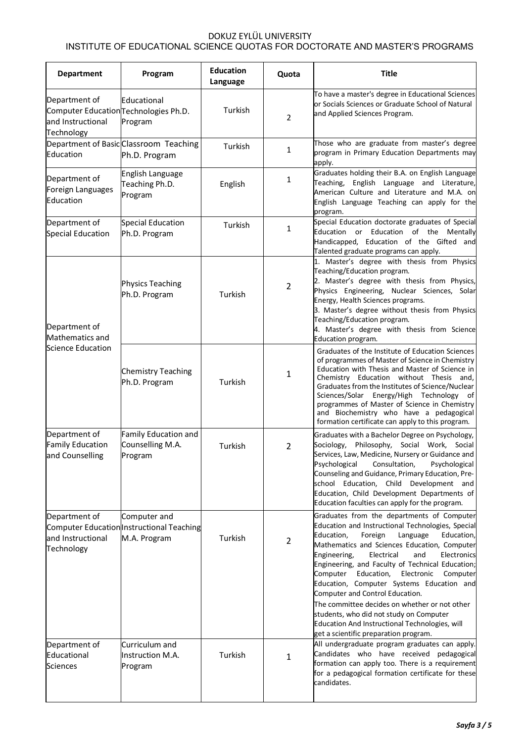DOKUZ EYLÜL UNIVERSITY
INSTITUTE OF EDUCATIONAL SCIENCE QUOTAS FOR DOCTORATE AND MASTER'S PROGRAMS

| Department | Program | Education Language | Quota | Title |
|---|---|---|---|---|
| Department of Computer Education and Instructional Technology | Educational Technologies Ph.D. Program | Turkish | 2 | To have a master's degree in Educational Sciences or Socials Sciences or Graduate School of Natural and Applied Sciences Program. |
| Department of Basic Education | Classroom Teaching Ph.D. Program | Turkish | 1 | Those who are graduate from master's degree program in Primary Education Departments may apply. |
| Department of Foreign Languages Education | English Language Teaching Ph.D. Program | English | 1 | Graduates holding their B.A. on English Language Teaching, English Language and Literature, American Culture and Literature and M.A. on English Language Teaching can apply for the program. |
| Department of Special Education | Special Education Ph.D. Program | Turkish | 1 | Special Education doctorate graduates of Special Education or Education of the Mentally Handicapped, Education of the Gifted and Talented graduate programs can apply. |
| Department of Mathematics and Science Education | Physics Teaching Ph.D. Program | Turkish | 2 | 1. Master's degree with thesis from Physics Teaching/Education program. 2. Master's degree with thesis from Physics, Physics Engineering, Nuclear Sciences, Solar Energy, Health Sciences programs. 3. Master's degree without thesis from Physics Teaching/Education program. 4. Master's degree with thesis from Science Education program. |
| | Chemistry Teaching Ph.D. Program | Turkish | 1 | Graduates of the Institute of Education Sciences of programmes of Master of Science in Chemistry Education with Thesis and Master of Science in Chemistry Education without Thesis and, Graduates from the Institutes of Science/Nuclear Sciences/Solar Energy/High Technology of programmes of Master of Science in Chemistry and Biochemistry who have a pedagogical formation certificate can apply to this program. |
| Department of Family Education and Counselling | Family Education and Counselling M.A. Program | Turkish | 2 | Graduates with a Bachelor Degree on Psychology, Sociology, Philosophy, Social Work, Social Services, Law, Medicine, Nursery or Guidance and Psychological Consultation, Psychological Counseling and Guidance, Primary Education, Pre-school Education, Child Development and Education, Child Development Departments of Education faculties can apply for the program. |
| Department of Computer Education and Instructional Technology | Computer and Instructional Teaching M.A. Program | Turkish | 2 | Graduates from the departments of Computer Education and Instructional Technologies, Special Education, Foreign Language Education, Mathematics and Sciences Education, Computer Engineering, Electrical and Electronics Engineering, and Faculty of Technical Education; Computer Education, Electronic Computer Education, Computer Systems Education and Computer and Control Education. The committee decides on whether or not other students, who did not study on Computer Education And Instructional Technologies, will get a scientific preparation program. |
| Department of Educational Sciences | Curriculum and Instruction M.A. Program | Turkish | 1 | All undergraduate program graduates can apply. Candidates who have received pedagogical formation can apply too. There is a requirement for a pedagogical formation certificate for these candidates. |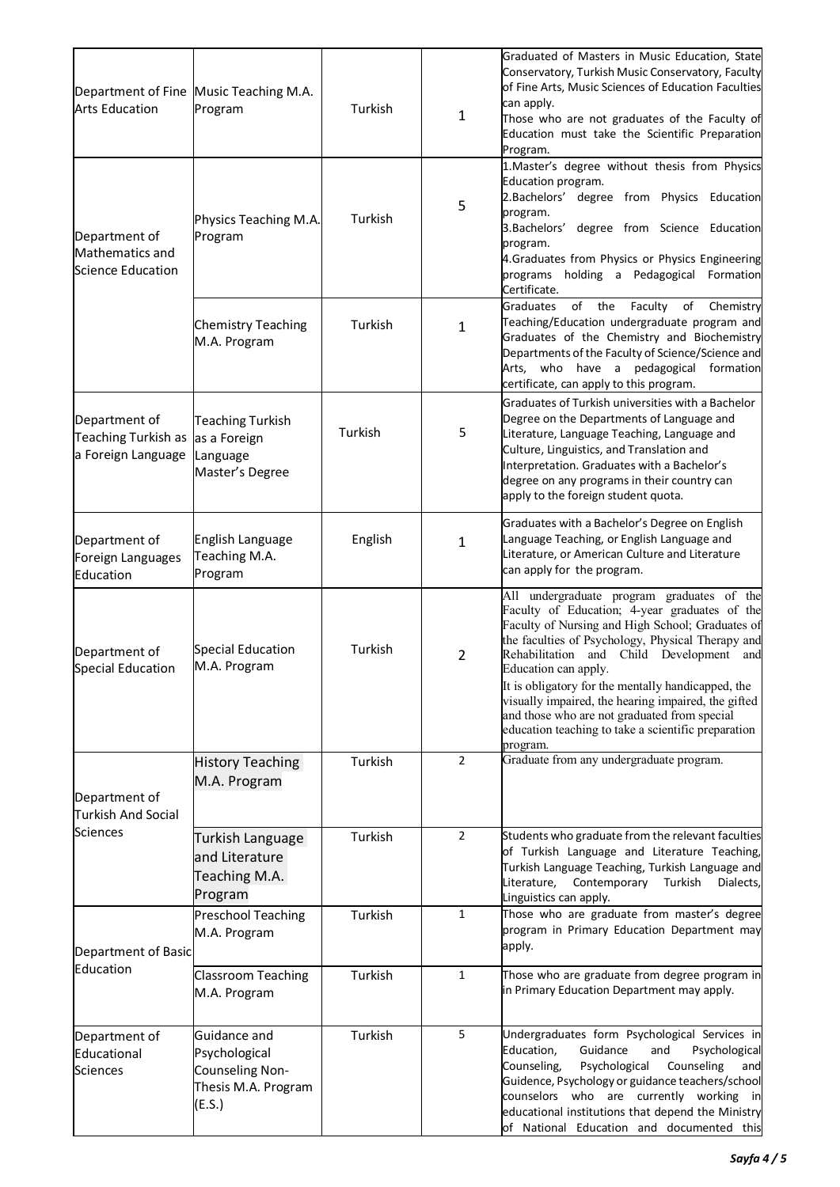| | | | | |
|---|---|---|---|---|
| Department of Fine Arts Education | Music Teaching M.A. Program | Turkish | 1 | Graduated of Masters in Music Education, State Conservatory, Turkish Music Conservatory, Faculty of Fine Arts, Music Sciences of Education Faculties can apply.<br>Those who are not graduates of the Faculty of Education must take the Scientific Preparation Program. |
| Department of Mathematics and Science Education | Physics Teaching M.A. Program | Turkish | 5 | 1.Master's degree without thesis from Physics Education program.<br>2.Bachelors' degree from Physics Education program.<br>3.Bachelors' degree from Science Education program.<br>4.Graduates from Physics or Physics Engineering programs holding a Pedagogical Formation Certificate. |
| | Chemistry Teaching M.A. Program | Turkish | 1 | Graduates of the Faculty of Chemistry Teaching/Education undergraduate program and Graduates of the Chemistry and Biochemistry Departments of the Faculty of Science/Science and Arts, who have a pedagogical formation certificate, can apply to this program. |
| Department of Teaching Turkish as a Foreign Language | Teaching Turkish as a Foreign Language Master's Degree | Turkish | 5 | Graduates of Turkish universities with a Bachelor Degree on the Departments of Language and Literature, Language Teaching, Language and Culture, Linguistics, and Translation and Interpretation. Graduates with a Bachelor's degree on any programs in their country can apply to the foreign student quota. |
| Department of Foreign Languages Education | English Language Teaching M.A. Program | English | 1 | Graduates with a Bachelor's Degree on English Language Teaching, or English Language and Literature, or American Culture and Literature can apply for the program. |
| Department of Special Education | Special Education M.A. Program | Turkish | 2 | All undergraduate program graduates of the Faculty of Education; 4-year graduates of the Faculty of Nursing and High School; Graduates of the faculties of Psychology, Physical Therapy and Rehabilitation and Child Development and Education can apply.<br>It is obligatory for the mentally handicapped, the visually impaired, the hearing impaired, the gifted and those who are not graduated from special education teaching to take a scientific preparation program. |
| Department of Turkish And Social Sciences | History Teaching M.A. Program | Turkish | 2 | Graduate from any undergraduate program. |
| | Turkish Language and Literature Teaching M.A. Program | Turkish | 2 | Students who graduate from the relevant faculties of Turkish Language and Literature Teaching, Turkish Language Teaching, Turkish Language and Literature, Contemporary Turkish Dialects, Linguistics can apply. |
| Department of Basic Education | Preschool Teaching M.A. Program | Turkish | 1 | Those who are graduate from master's degree program in Primary Education Department may apply. |
| | Classroom Teaching M.A. Program | Turkish | 1 | Those who are graduate from degree program in in Primary Education Department may apply. |
| Department of Educational Sciences | Guidance and Psychological Counseling Non-Thesis M.A. Program (E.S.) | Turkish | 5 | Undergraduates form Psychological Services in Education, Guidance and Psychological Counseling, Psychological Counseling and Guidence, Psychology or guidance teachers/school counselors who are currently working in educational institutions that depend the Ministry of National Education and documented this |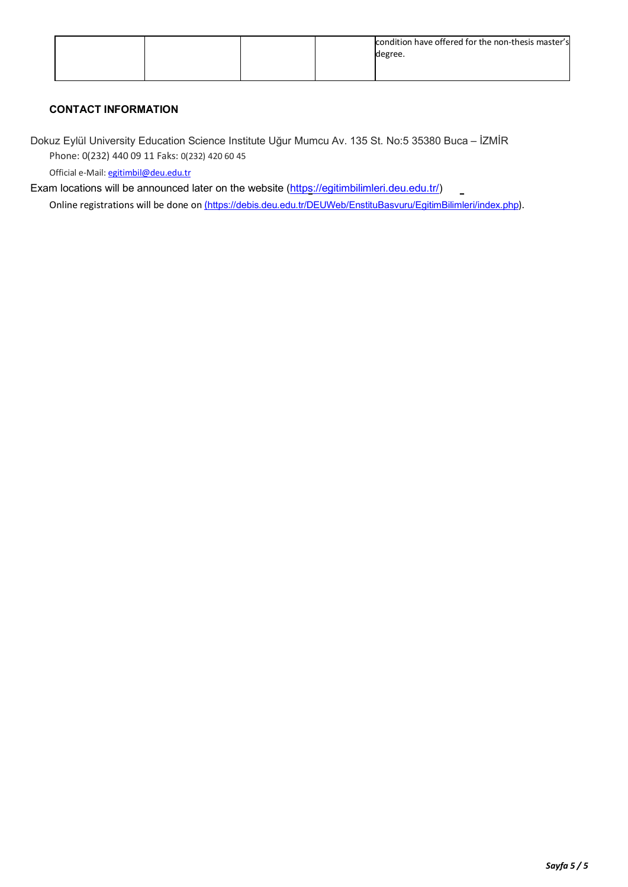| | | | | |
|---|---|---|---|---|
| | | | | condition have offered for the non-thesis master's degree. |

**CONTACT INFORMATION**

Dokuz Eylül University Education Science Institute Uğur Mumcu Av. 135 St. No:5 35380 Buca – İZMİR

Phone: 0(232) 440 09 11 Faks: 0(232) 420 60 45

Official e-Mail: egitimbil@deu.edu.tr

Exam locations will be announced later on the website (https://egitimbilimleri.deu.edu.tr/)

Online registrations will be done on (https://debis.deu.edu.tr/DEUWeb/EnstituBasvuru/EgitimBilimleri/index.php).